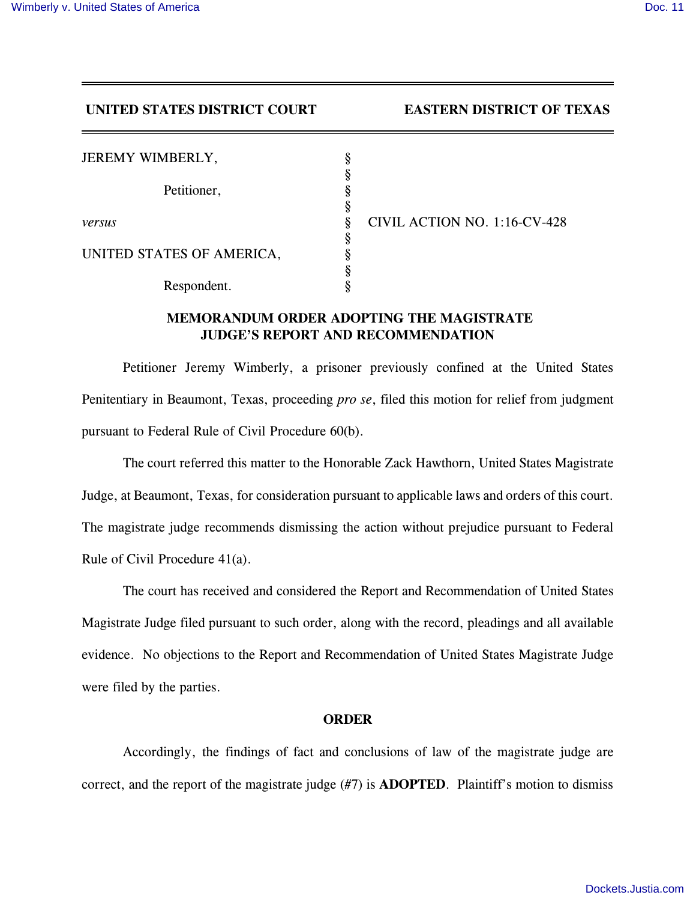**UNITED STATES DISTRICT COURT** **EASTERN DISTRICT OF TEXAS**

| | | |
|---|---|---|
| JEREMY WIMBERLY, | § | |
| | § | |
| Petitioner, | § | |
| | § | |
| *versus* | § | CIVIL ACTION NO. 1:16-CV-428 |
| | § | |
| UNITED STATES OF AMERICA, | § | |
| | § | |
| Respondent. | § | |

## MEMORANDUM ORDER ADOPTING THE MAGISTRATE JUDGE'S REPORT AND RECOMMENDATION

Petitioner Jeremy Wimberly, a prisoner previously confined at the United States Penitentiary in Beaumont, Texas, proceeding *pro se*, filed this motion for relief from judgment pursuant to Federal Rule of Civil Procedure 60(b).

The court referred this matter to the Honorable Zack Hawthorn, United States Magistrate Judge, at Beaumont, Texas, for consideration pursuant to applicable laws and orders of this court. The magistrate judge recommends dismissing the action without prejudice pursuant to Federal Rule of Civil Procedure 41(a).

The court has received and considered the Report and Recommendation of United States Magistrate Judge filed pursuant to such order, along with the record, pleadings and all available evidence. No objections to the Report and Recommendation of United States Magistrate Judge were filed by the parties.

## ORDER

Accordingly, the findings of fact and conclusions of law of the magistrate judge are correct, and the report of the magistrate judge (#7) is **ADOPTED**. Plaintiff's motion to dismiss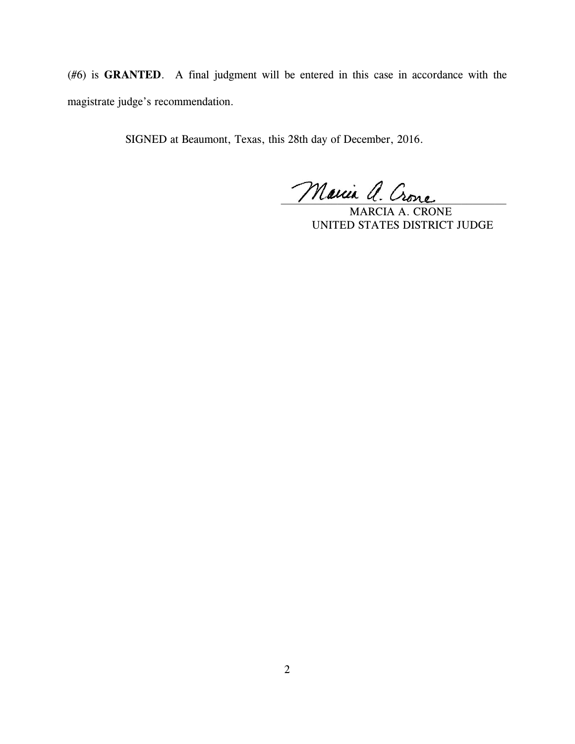(#6) is **GRANTED**. A final judgment will be entered in this case in accordance with the magistrate judge's recommendation.

SIGNED at Beaumont, Texas, this 28th day of December, 2016.

Marcia A. Crone

MARCIA A. CRONE
UNITED STATES DISTRICT JUDGE